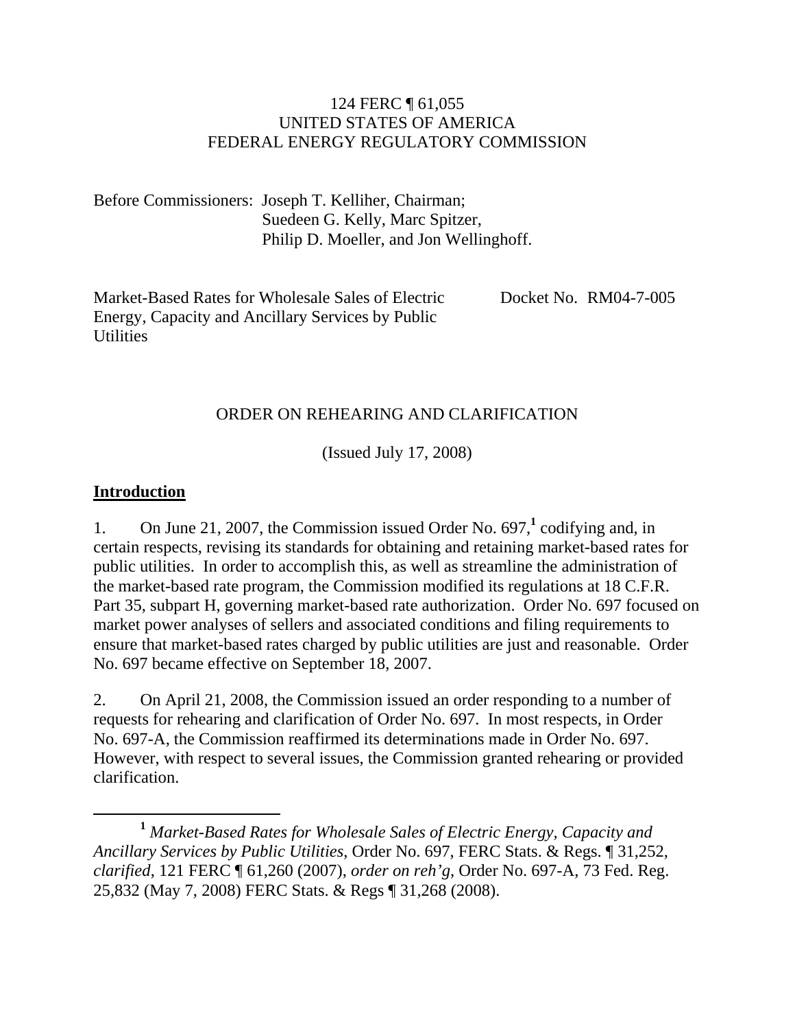124 FERC ¶ 61,055
UNITED STATES OF AMERICA
FEDERAL ENERGY REGULATORY COMMISSION

Before Commissioners: Joseph T. Kelliher, Chairman;
Suedeen G. Kelly, Marc Spitzer,
Philip D. Moeller, and Jon Wellinghoff.

Market-Based Rates for Wholesale Sales of Electric Energy, Capacity and Ancillary Services by Public Utilities

Docket No. RM04-7-005

ORDER ON REHEARING AND CLARIFICATION

(Issued July 17, 2008)

## Introduction

1. On June 21, 2007, the Commission issued Order No. 697,[1] codifying and, in certain respects, revising its standards for obtaining and retaining market-based rates for public utilities. In order to accomplish this, as well as streamline the administration of the market-based rate program, the Commission modified its regulations at 18 C.F.R. Part 35, subpart H, governing market-based rate authorization. Order No. 697 focused on market power analyses of sellers and associated conditions and filing requirements to ensure that market-based rates charged by public utilities are just and reasonable. Order No. 697 became effective on September 18, 2007.

2. On April 21, 2008, the Commission issued an order responding to a number of requests for rehearing and clarification of Order No. 697. In most respects, in Order No. 697-A, the Commission reaffirmed its determinations made in Order No. 697. However, with respect to several issues, the Commission granted rehearing or provided clarification.

---

[1] *Market-Based Rates for Wholesale Sales of Electric Energy, Capacity and Ancillary Services by Public Utilities*, Order No. 697, FERC Stats. & Regs. ¶ 31,252, *clarified*, 121 FERC ¶ 61,260 (2007), *order on reh'g*, Order No. 697-A, 73 Fed. Reg. 25,832 (May 7, 2008) FERC Stats. & Regs ¶ 31,268 (2008).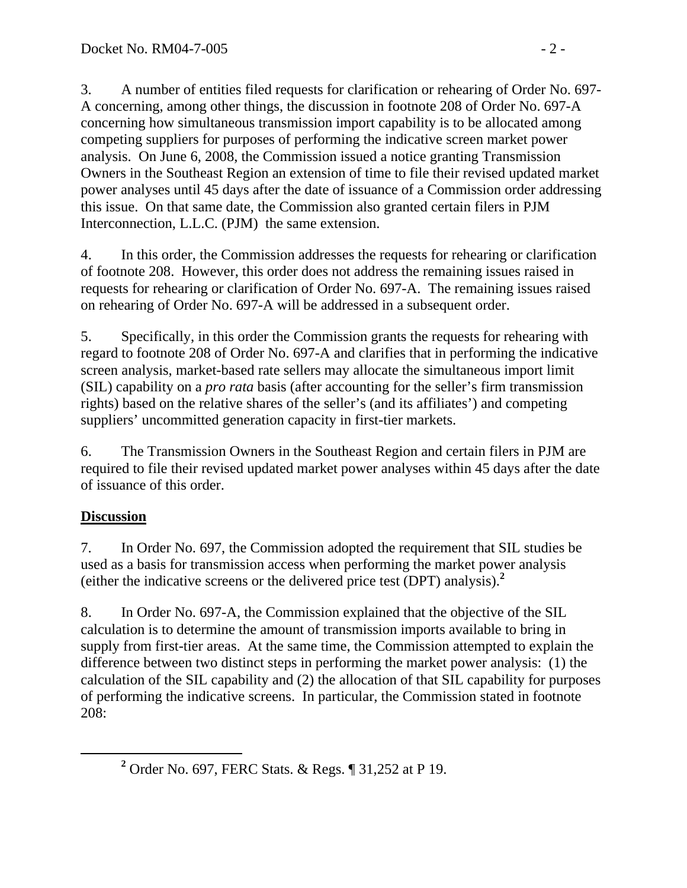3. A number of entities filed requests for clarification or rehearing of Order No. 697-A concerning, among other things, the discussion in footnote 208 of Order No. 697-A concerning how simultaneous transmission import capability is to be allocated among competing suppliers for purposes of performing the indicative screen market power analysis. On June 6, 2008, the Commission issued a notice granting Transmission Owners in the Southeast Region an extension of time to file their revised updated market power analyses until 45 days after the date of issuance of a Commission order addressing this issue. On that same date, the Commission also granted certain filers in PJM Interconnection, L.L.C. (PJM) the same extension.

4. In this order, the Commission addresses the requests for rehearing or clarification of footnote 208. However, this order does not address the remaining issues raised in requests for rehearing or clarification of Order No. 697-A. The remaining issues raised on rehearing of Order No. 697-A will be addressed in a subsequent order.

5. Specifically, in this order the Commission grants the requests for rehearing with regard to footnote 208 of Order No. 697-A and clarifies that in performing the indicative screen analysis, market-based rate sellers may allocate the simultaneous import limit (SIL) capability on a *pro rata* basis (after accounting for the seller's firm transmission rights) based on the relative shares of the seller's (and its affiliates') and competing suppliers' uncommitted generation capacity in first-tier markets.

6. The Transmission Owners in the Southeast Region and certain filers in PJM are required to file their revised updated market power analyses within 45 days after the date of issuance of this order.

## Discussion

7. In Order No. 697, the Commission adopted the requirement that SIL studies be used as a basis for transmission access when performing the market power analysis (either the indicative screens or the delivered price test (DPT) analysis).[2]

8. In Order No. 697-A, the Commission explained that the objective of the SIL calculation is to determine the amount of transmission imports available to bring in supply from first-tier areas. At the same time, the Commission attempted to explain the difference between two distinct steps in performing the market power analysis: (1) the calculation of the SIL capability and (2) the allocation of that SIL capability for purposes of performing the indicative screens. In particular, the Commission stated in footnote 208:

---

[2] Order No. 697, FERC Stats. & Regs. ¶ 31,252 at P 19.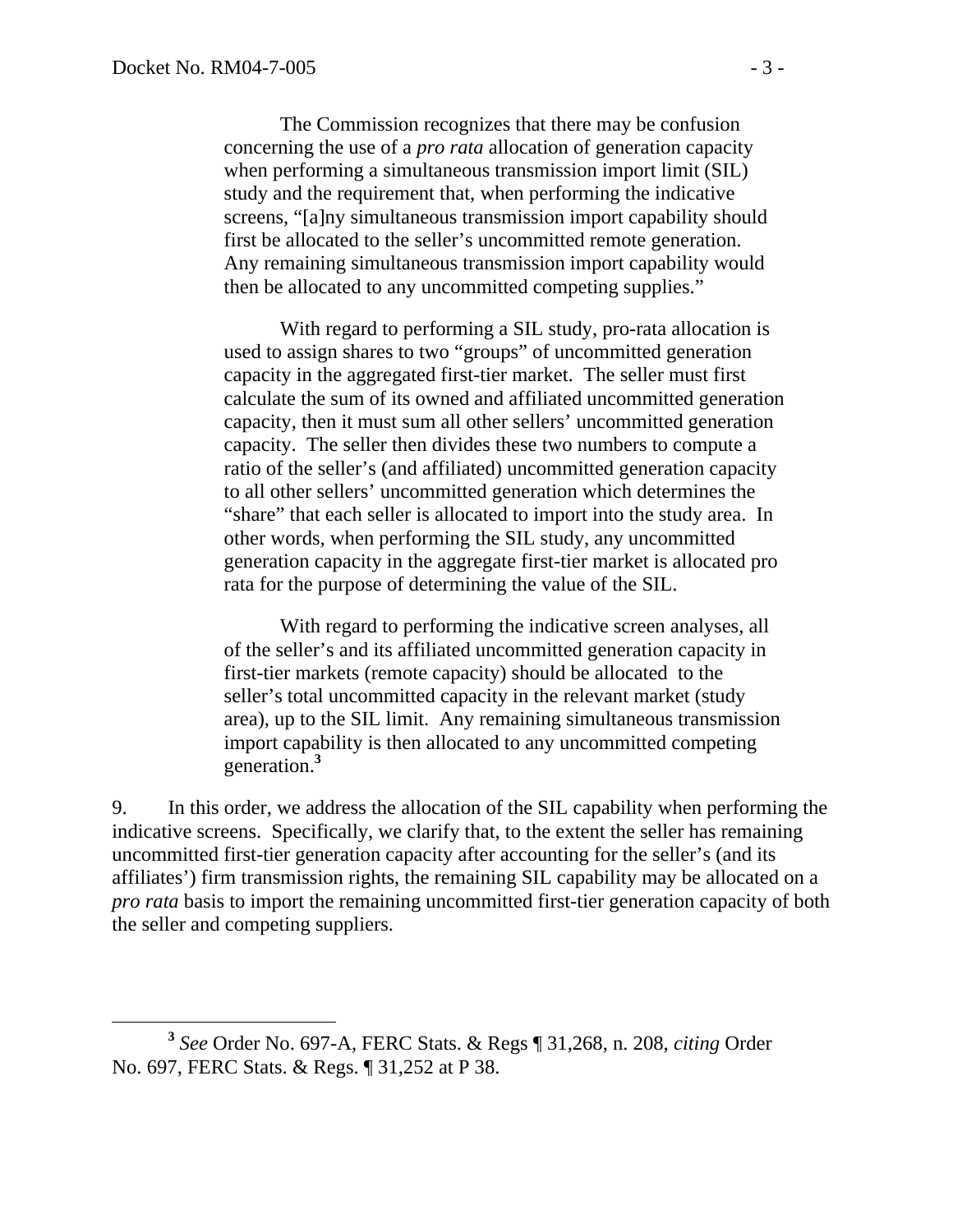> The Commission recognizes that there may be confusion concerning the use of a *pro rata* allocation of generation capacity when performing a simultaneous transmission import limit (SIL) study and the requirement that, when performing the indicative screens, "[a]ny simultaneous transmission import capability should first be allocated to the seller's uncommitted remote generation. Any remaining simultaneous transmission import capability would then be allocated to any uncommitted competing supplies."
>
> With regard to performing a SIL study, pro-rata allocation is used to assign shares to two "groups" of uncommitted generation capacity in the aggregated first-tier market. The seller must first calculate the sum of its owned and affiliated uncommitted generation capacity, then it must sum all other sellers' uncommitted generation capacity. The seller then divides these two numbers to compute a ratio of the seller's (and affiliated) uncommitted generation capacity to all other sellers' uncommitted generation which determines the "share" that each seller is allocated to import into the study area. In other words, when performing the SIL study, any uncommitted generation capacity in the aggregate first-tier market is allocated pro rata for the purpose of determining the value of the SIL.
>
> With regard to performing the indicative screen analyses, all of the seller's and its affiliated uncommitted generation capacity in first-tier markets (remote capacity) should be allocated to the seller's total uncommitted capacity in the relevant market (study area), up to the SIL limit. Any remaining simultaneous transmission import capability is then allocated to any uncommitted competing generation.[3]

9. In this order, we address the allocation of the SIL capability when performing the indicative screens. Specifically, we clarify that, to the extent the seller has remaining uncommitted first-tier generation capacity after accounting for the seller's (and its affiliates') firm transmission rights, the remaining SIL capability may be allocated on a *pro rata* basis to import the remaining uncommitted first-tier generation capacity of both the seller and competing suppliers.

---

[3] *See* Order No. 697-A, FERC Stats. & Regs ¶ 31,268, n. 208, *citing* Order No. 697, FERC Stats. & Regs. ¶ 31,252 at P 38.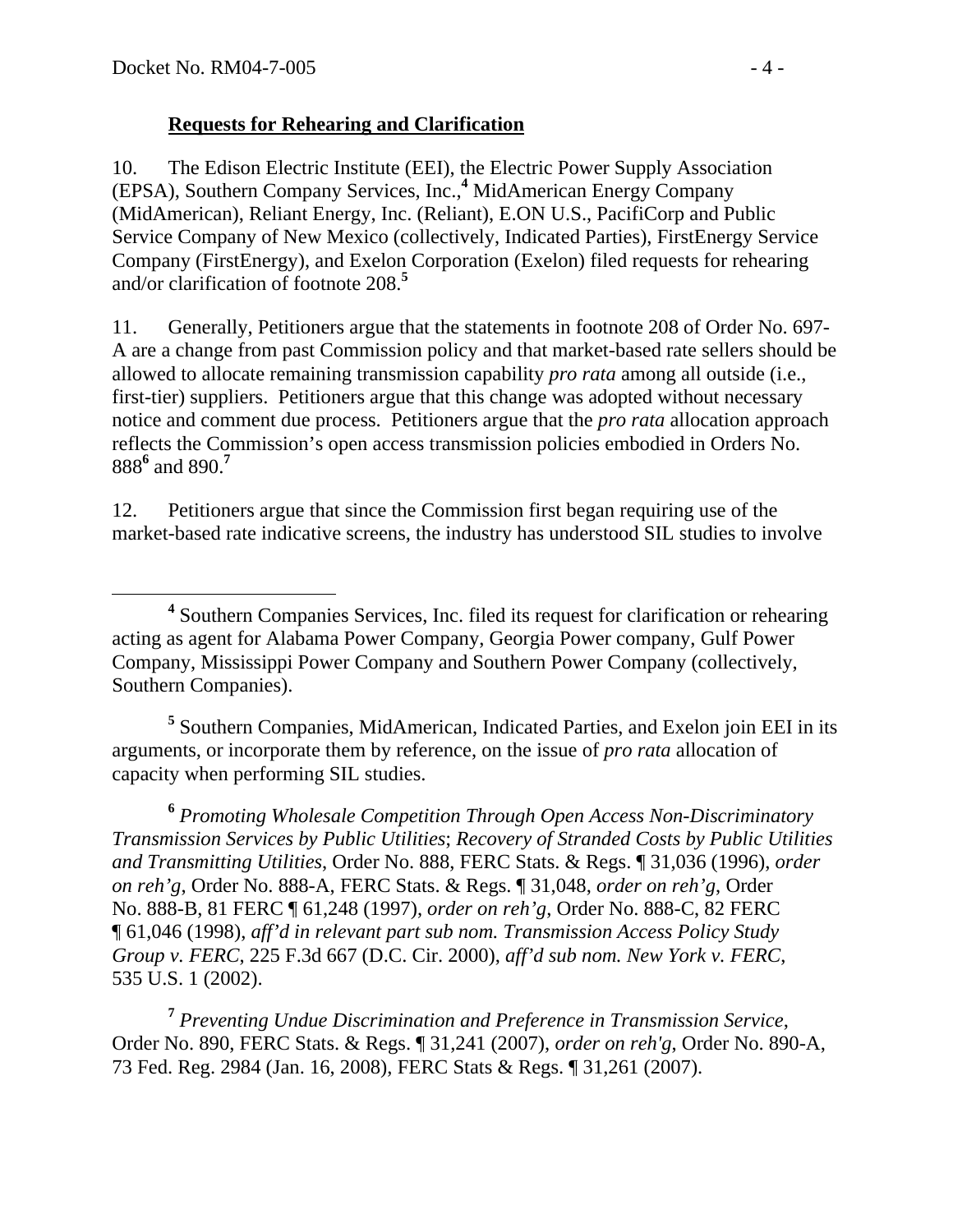**Requests for Rehearing and Clarification**

10. The Edison Electric Institute (EEI), the Electric Power Supply Association (EPSA), Southern Company Services, Inc.,[4] MidAmerican Energy Company (MidAmerican), Reliant Energy, Inc. (Reliant), E.ON U.S., PacifiCorp and Public Service Company of New Mexico (collectively, Indicated Parties), FirstEnergy Service Company (FirstEnergy), and Exelon Corporation (Exelon) filed requests for rehearing and/or clarification of footnote 208.[5]

11. Generally, Petitioners argue that the statements in footnote 208 of Order No. 697-A are a change from past Commission policy and that market-based rate sellers should be allowed to allocate remaining transmission capability *pro rata* among all outside (i.e., first-tier) suppliers. Petitioners argue that this change was adopted without necessary notice and comment due process. Petitioners argue that the *pro rata* allocation approach reflects the Commission's open access transmission policies embodied in Orders No. 888[6] and 890.[7]

12. Petitioners argue that since the Commission first began requiring use of the market-based rate indicative screens, the industry has understood SIL studies to involve

---

[4] Southern Companies Services, Inc. filed its request for clarification or rehearing acting as agent for Alabama Power Company, Georgia Power company, Gulf Power Company, Mississippi Power Company and Southern Power Company (collectively, Southern Companies).

[5] Southern Companies, MidAmerican, Indicated Parties, and Exelon join EEI in its arguments, or incorporate them by reference, on the issue of *pro rata* allocation of capacity when performing SIL studies.

[6] *Promoting Wholesale Competition Through Open Access Non-Discriminatory Transmission Services by Public Utilities*; *Recovery of Stranded Costs by Public Utilities and Transmitting Utilities*, Order No. 888, FERC Stats. & Regs. ¶ 31,036 (1996), *order on reh'g*, Order No. 888-A, FERC Stats. & Regs. ¶ 31,048, *order on reh'g*, Order No. 888-B, 81 FERC ¶ 61,248 (1997), *order on reh'g*, Order No. 888-C, 82 FERC ¶ 61,046 (1998), *aff'd in relevant part sub nom. Transmission Access Policy Study Group v. FERC*, 225 F.3d 667 (D.C. Cir. 2000), *aff'd sub nom. New York v. FERC*, 535 U.S. 1 (2002).

[7] *Preventing Undue Discrimination and Preference in Transmission Service*, Order No. 890, FERC Stats. & Regs. ¶ 31,241 (2007), *order on reh'g*, Order No. 890-A, 73 Fed. Reg. 2984 (Jan. 16, 2008), FERC Stats & Regs. ¶ 31,261 (2007).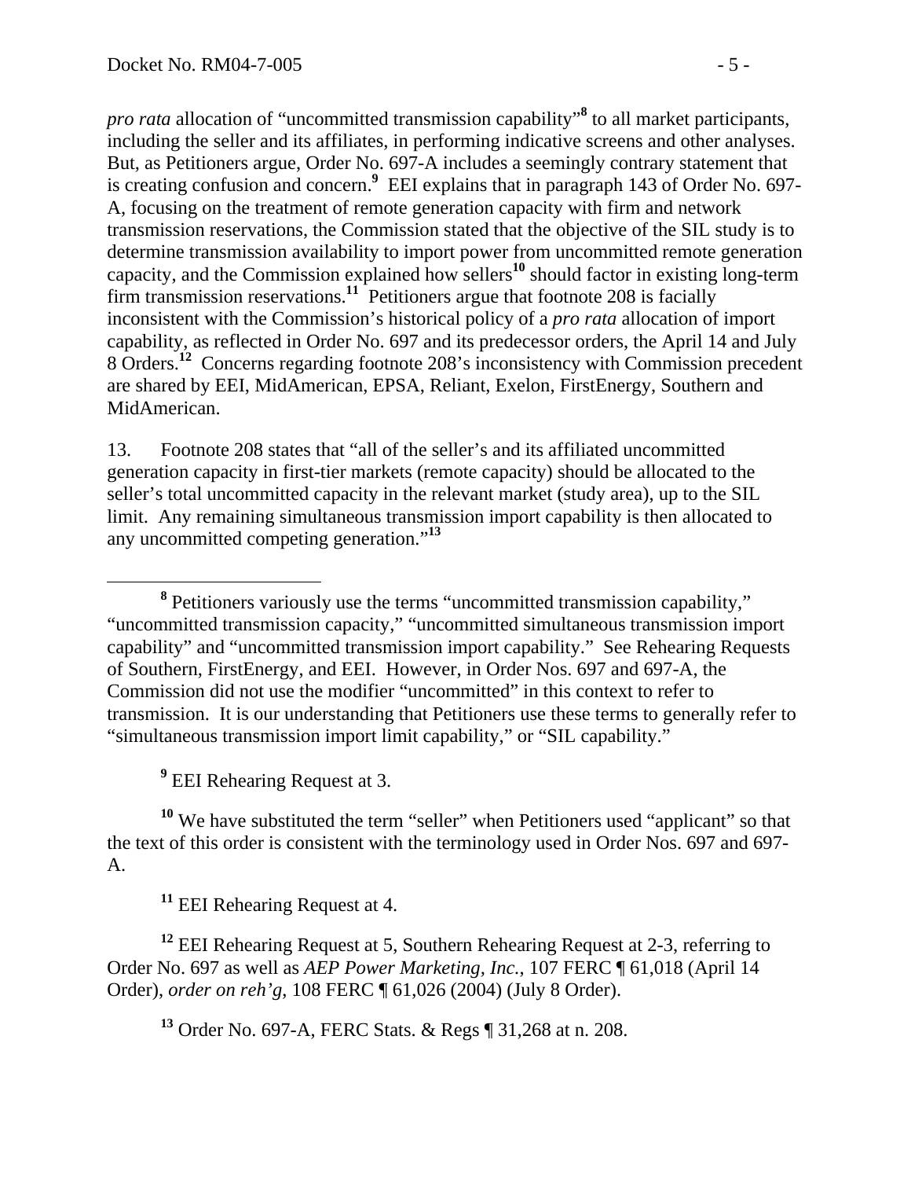*pro rata* allocation of "uncommitted transmission capability"[8] to all market participants, including the seller and its affiliates, in performing indicative screens and other analyses. But, as Petitioners argue, Order No. 697-A includes a seemingly contrary statement that is creating confusion and concern.[9] EEI explains that in paragraph 143 of Order No. 697-A, focusing on the treatment of remote generation capacity with firm and network transmission reservations, the Commission stated that the objective of the SIL study is to determine transmission availability to import power from uncommitted remote generation capacity, and the Commission explained how sellers[10] should factor in existing long-term firm transmission reservations.[11] Petitioners argue that footnote 208 is facially inconsistent with the Commission's historical policy of a *pro rata* allocation of import capability, as reflected in Order No. 697 and its predecessor orders, the April 14 and July 8 Orders.[12] Concerns regarding footnote 208's inconsistency with Commission precedent are shared by EEI, MidAmerican, EPSA, Reliant, Exelon, FirstEnergy, Southern and MidAmerican.

13. Footnote 208 states that "all of the seller's and its affiliated uncommitted generation capacity in first-tier markets (remote capacity) should be allocated to the seller's total uncommitted capacity in the relevant market (study area), up to the SIL limit. Any remaining simultaneous transmission import capability is then allocated to any uncommitted competing generation."[13]

---

[8] Petitioners variously use the terms "uncommitted transmission capability," "uncommitted transmission capacity," "uncommitted simultaneous transmission import capability" and "uncommitted transmission import capability." See Rehearing Requests of Southern, FirstEnergy, and EEI. However, in Order Nos. 697 and 697-A, the Commission did not use the modifier "uncommitted" in this context to refer to transmission. It is our understanding that Petitioners use these terms to generally refer to "simultaneous transmission import limit capability," or "SIL capability."

[9] EEI Rehearing Request at 3.

[10] We have substituted the term "seller" when Petitioners used "applicant" so that the text of this order is consistent with the terminology used in Order Nos. 697 and 697-A.

[11] EEI Rehearing Request at 4.

[12] EEI Rehearing Request at 5, Southern Rehearing Request at 2-3, referring to Order No. 697 as well as *AEP Power Marketing, Inc.*, 107 FERC ¶ 61,018 (April 14 Order), *order on reh'g*, 108 FERC ¶ 61,026 (2004) (July 8 Order).

[13] Order No. 697-A, FERC Stats. & Regs ¶ 31,268 at n. 208.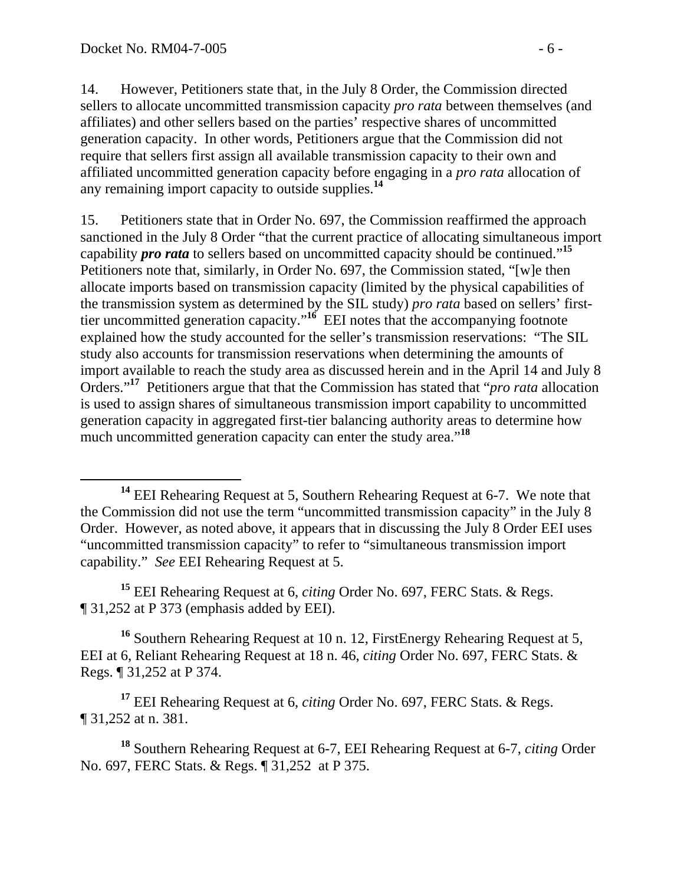14. However, Petitioners state that, in the July 8 Order, the Commission directed sellers to allocate uncommitted transmission capacity *pro rata* between themselves (and affiliates) and other sellers based on the parties' respective shares of uncommitted generation capacity. In other words, Petitioners argue that the Commission did not require that sellers first assign all available transmission capacity to their own and affiliated uncommitted generation capacity before engaging in a *pro rata* allocation of any remaining import capacity to outside supplies.[14]

15. Petitioners state that in Order No. 697, the Commission reaffirmed the approach sanctioned in the July 8 Order "that the current practice of allocating simultaneous import capability ***pro rata*** to sellers based on uncommitted capacity should be continued."[15] Petitioners note that, similarly, in Order No. 697, the Commission stated, "[w]e then allocate imports based on transmission capacity (limited by the physical capabilities of the transmission system as determined by the SIL study) *pro rata* based on sellers' first-tier uncommitted generation capacity."[16] EEI notes that the accompanying footnote explained how the study accounted for the seller's transmission reservations: "The SIL study also accounts for transmission reservations when determining the amounts of import available to reach the study area as discussed herein and in the April 14 and July 8 Orders."[17] Petitioners argue that that the Commission has stated that "*pro rata* allocation is used to assign shares of simultaneous transmission import capability to uncommitted generation capacity in aggregated first-tier balancing authority areas to determine how much uncommitted generation capacity can enter the study area."[18]

---

[14] EEI Rehearing Request at 5, Southern Rehearing Request at 6-7. We note that the Commission did not use the term "uncommitted transmission capacity" in the July 8 Order. However, as noted above, it appears that in discussing the July 8 Order EEI uses "uncommitted transmission capacity" to refer to "simultaneous transmission import capability." *See* EEI Rehearing Request at 5.

[15] EEI Rehearing Request at 6, *citing* Order No. 697, FERC Stats. & Regs. ¶ 31,252 at P 373 (emphasis added by EEI).

[16] Southern Rehearing Request at 10 n. 12, FirstEnergy Rehearing Request at 5, EEI at 6, Reliant Rehearing Request at 18 n. 46, *citing* Order No. 697, FERC Stats. & Regs. ¶ 31,252 at P 374.

[17] EEI Rehearing Request at 6, *citing* Order No. 697, FERC Stats. & Regs. ¶ 31,252 at n. 381.

[18] Southern Rehearing Request at 6-7, EEI Rehearing Request at 6-7, *citing* Order No. 697, FERC Stats. & Regs. ¶ 31,252 at P 375.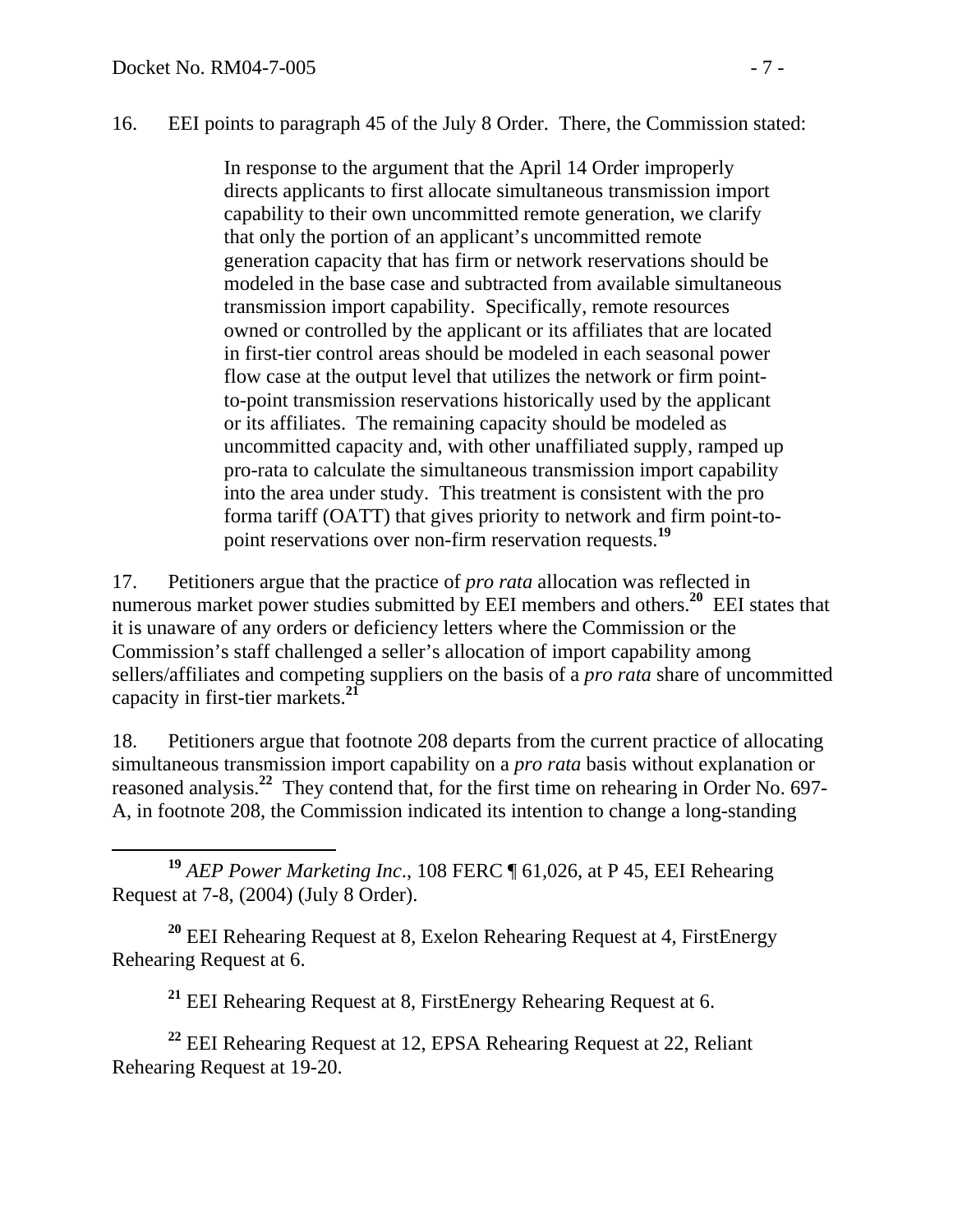16. EEI points to paragraph 45 of the July 8 Order. There, the Commission stated:

> In response to the argument that the April 14 Order improperly directs applicants to first allocate simultaneous transmission import capability to their own uncommitted remote generation, we clarify that only the portion of an applicant's uncommitted remote generation capacity that has firm or network reservations should be modeled in the base case and subtracted from available simultaneous transmission import capability. Specifically, remote resources owned or controlled by the applicant or its affiliates that are located in first-tier control areas should be modeled in each seasonal power flow case at the output level that utilizes the network or firm point-to-point transmission reservations historically used by the applicant or its affiliates. The remaining capacity should be modeled as uncommitted capacity and, with other unaffiliated supply, ramped up pro-rata to calculate the simultaneous transmission import capability into the area under study. This treatment is consistent with the pro forma tariff (OATT) that gives priority to network and firm point-to-point reservations over non-firm reservation requests.[19]

17. Petitioners argue that the practice of *pro rata* allocation was reflected in numerous market power studies submitted by EEI members and others.[20] EEI states that it is unaware of any orders or deficiency letters where the Commission or the Commission's staff challenged a seller's allocation of import capability among sellers/affiliates and competing suppliers on the basis of a *pro rata* share of uncommitted capacity in first-tier markets.[21]

18. Petitioners argue that footnote 208 departs from the current practice of allocating simultaneous transmission import capability on a *pro rata* basis without explanation or reasoned analysis.[22] They contend that, for the first time on rehearing in Order No. 697-A, in footnote 208, the Commission indicated its intention to change a long-standing

---

[19] *AEP Power Marketing Inc*., 108 FERC ¶ 61,026, at P 45, EEI Rehearing Request at 7-8, (2004) (July 8 Order).

[20] EEI Rehearing Request at 8, Exelon Rehearing Request at 4, FirstEnergy Rehearing Request at 6.

[21] EEI Rehearing Request at 8, FirstEnergy Rehearing Request at 6.

[22] EEI Rehearing Request at 12, EPSA Rehearing Request at 22, Reliant Rehearing Request at 19-20.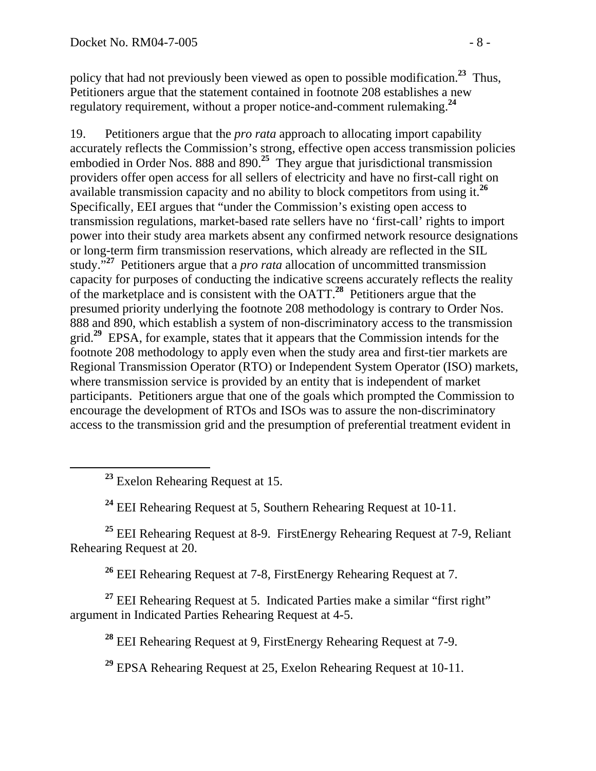policy that had not previously been viewed as open to possible modification.[23] Thus, Petitioners argue that the statement contained in footnote 208 establishes a new regulatory requirement, without a proper notice-and-comment rulemaking.[24]

19. Petitioners argue that the *pro rata* approach to allocating import capability accurately reflects the Commission's strong, effective open access transmission policies embodied in Order Nos. 888 and 890.[25] They argue that jurisdictional transmission providers offer open access for all sellers of electricity and have no first-call right on available transmission capacity and no ability to block competitors from using it.[26] Specifically, EEI argues that "under the Commission's existing open access to transmission regulations, market-based rate sellers have no 'first-call' rights to import power into their study area markets absent any confirmed network resource designations or long-term firm transmission reservations, which already are reflected in the SIL study."[27] Petitioners argue that a *pro rata* allocation of uncommitted transmission capacity for purposes of conducting the indicative screens accurately reflects the reality of the marketplace and is consistent with the OATT.[28] Petitioners argue that the presumed priority underlying the footnote 208 methodology is contrary to Order Nos. 888 and 890, which establish a system of non-discriminatory access to the transmission grid.[29] EPSA, for example, states that it appears that the Commission intends for the footnote 208 methodology to apply even when the study area and first-tier markets are Regional Transmission Operator (RTO) or Independent System Operator (ISO) markets, where transmission service is provided by an entity that is independent of market participants. Petitioners argue that one of the goals which prompted the Commission to encourage the development of RTOs and ISOs was to assure the non-discriminatory access to the transmission grid and the presumption of preferential treatment evident in

[23] Exelon Rehearing Request at 15.

[24] EEI Rehearing Request at 5, Southern Rehearing Request at 10-11.

[25] EEI Rehearing Request at 8-9. FirstEnergy Rehearing Request at 7-9, Reliant Rehearing Request at 20.

[26] EEI Rehearing Request at 7-8, FirstEnergy Rehearing Request at 7.

[27] EEI Rehearing Request at 5. Indicated Parties make a similar "first right" argument in Indicated Parties Rehearing Request at 4-5.

[28] EEI Rehearing Request at 9, FirstEnergy Rehearing Request at 7-9.

[29] EPSA Rehearing Request at 25, Exelon Rehearing Request at 10-11.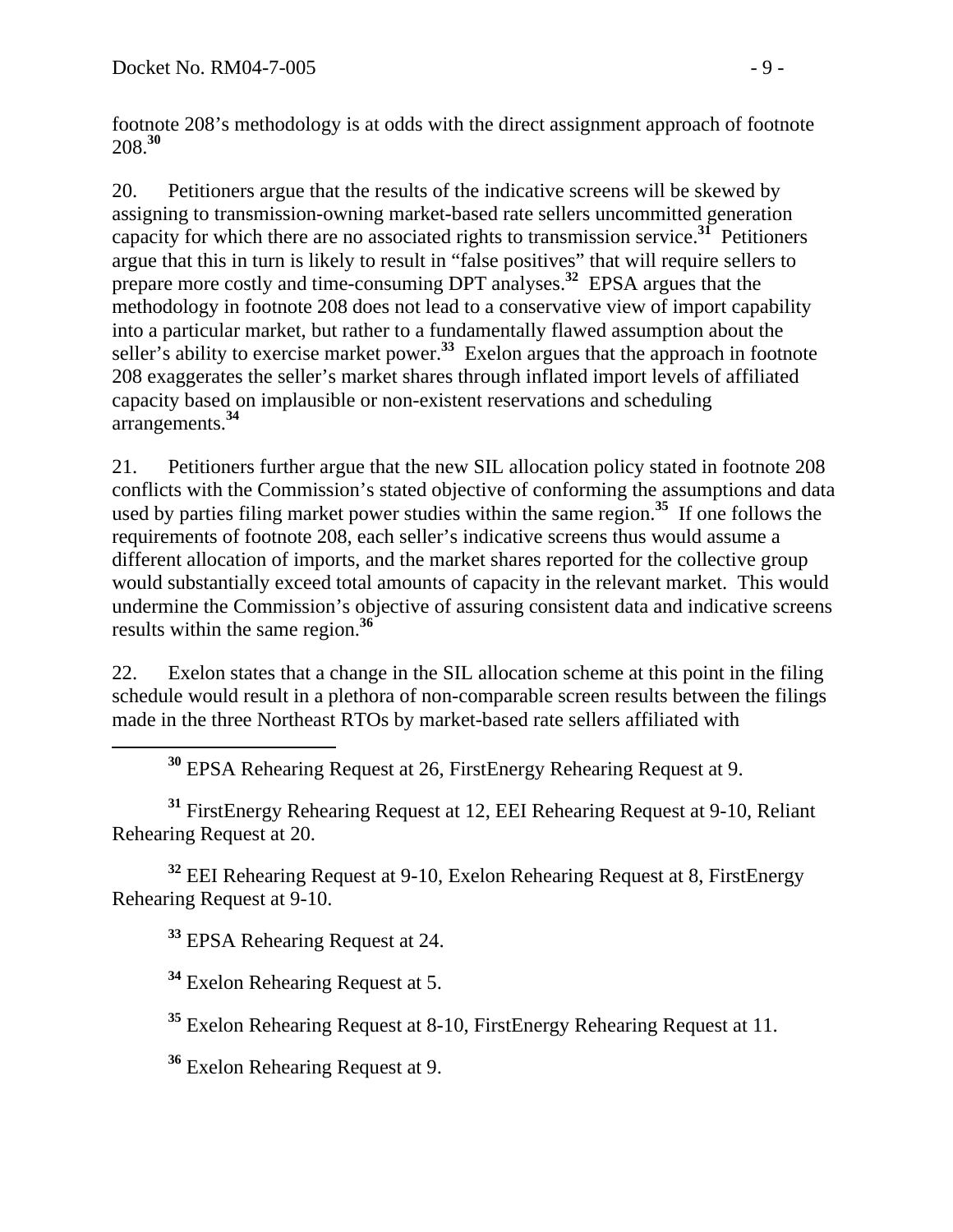footnote 208's methodology is at odds with the direct assignment approach of footnote 208.[30]

20. Petitioners argue that the results of the indicative screens will be skewed by assigning to transmission-owning market-based rate sellers uncommitted generation capacity for which there are no associated rights to transmission service.[31] Petitioners argue that this in turn is likely to result in "false positives" that will require sellers to prepare more costly and time-consuming DPT analyses.[32] EPSA argues that the methodology in footnote 208 does not lead to a conservative view of import capability into a particular market, but rather to a fundamentally flawed assumption about the seller's ability to exercise market power.[33] Exelon argues that the approach in footnote 208 exaggerates the seller's market shares through inflated import levels of affiliated capacity based on implausible or non-existent reservations and scheduling arrangements.[34]

21. Petitioners further argue that the new SIL allocation policy stated in footnote 208 conflicts with the Commission's stated objective of conforming the assumptions and data used by parties filing market power studies within the same region.[35] If one follows the requirements of footnote 208, each seller's indicative screens thus would assume a different allocation of imports, and the market shares reported for the collective group would substantially exceed total amounts of capacity in the relevant market. This would undermine the Commission's objective of assuring consistent data and indicative screens results within the same region.[36]

22. Exelon states that a change in the SIL allocation scheme at this point in the filing schedule would result in a plethora of non-comparable screen results between the filings made in the three Northeast RTOs by market-based rate sellers affiliated with

---

[30] EPSA Rehearing Request at 26, FirstEnergy Rehearing Request at 9.

[31] FirstEnergy Rehearing Request at 12, EEI Rehearing Request at 9-10, Reliant Rehearing Request at 20.

[32] EEI Rehearing Request at 9-10, Exelon Rehearing Request at 8, FirstEnergy Rehearing Request at 9-10.

[33] EPSA Rehearing Request at 24.

[34] Exelon Rehearing Request at 5.

[35] Exelon Rehearing Request at 8-10, FirstEnergy Rehearing Request at 11.

[36] Exelon Rehearing Request at 9.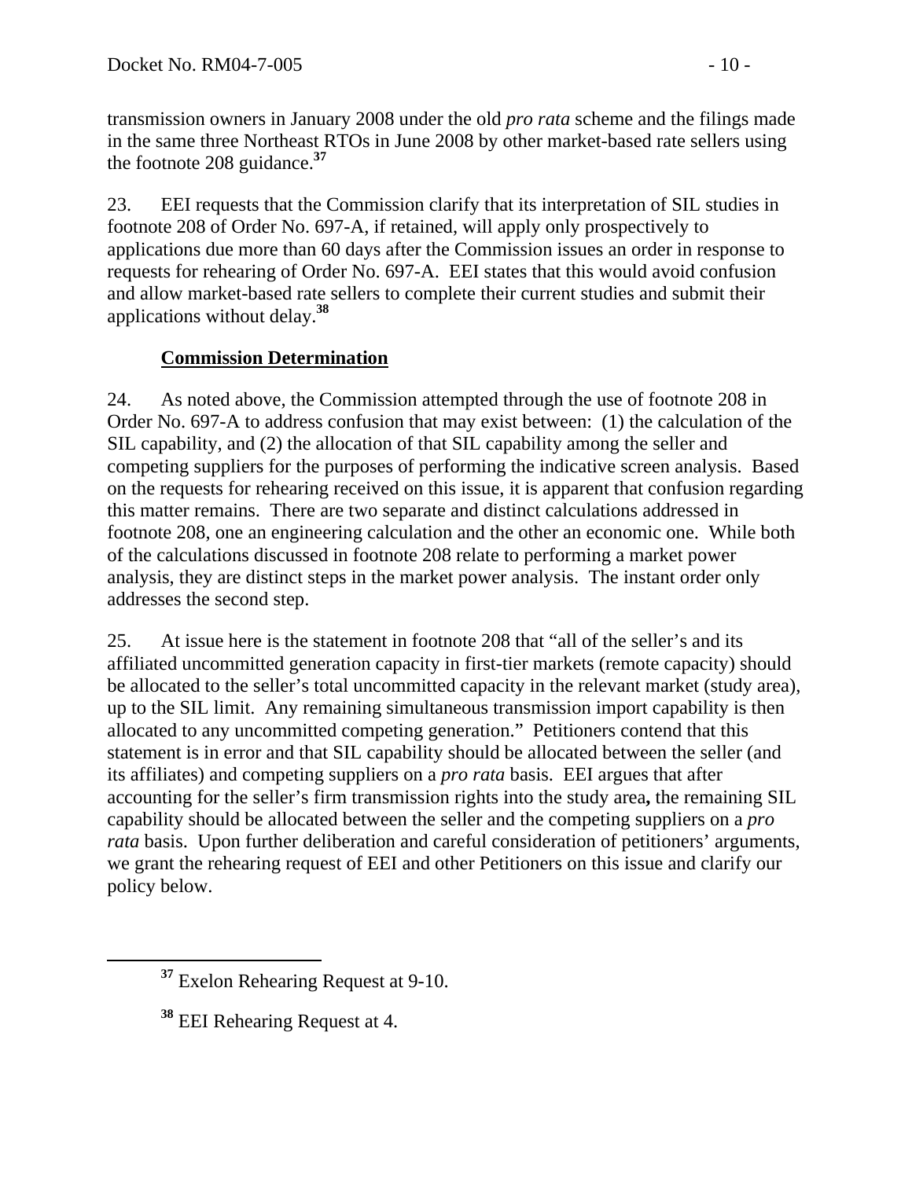transmission owners in January 2008 under the old *pro rata* scheme and the filings made in the same three Northeast RTOs in June 2008 by other market-based rate sellers using the footnote 208 guidance.[37]

23. EEI requests that the Commission clarify that its interpretation of SIL studies in footnote 208 of Order No. 697-A, if retained, will apply only prospectively to applications due more than 60 days after the Commission issues an order in response to requests for rehearing of Order No. 697-A. EEI states that this would avoid confusion and allow market-based rate sellers to complete their current studies and submit their applications without delay.[38]

**Commission Determination**

24. As noted above, the Commission attempted through the use of footnote 208 in Order No. 697-A to address confusion that may exist between: (1) the calculation of the SIL capability, and (2) the allocation of that SIL capability among the seller and competing suppliers for the purposes of performing the indicative screen analysis. Based on the requests for rehearing received on this issue, it is apparent that confusion regarding this matter remains. There are two separate and distinct calculations addressed in footnote 208, one an engineering calculation and the other an economic one. While both of the calculations discussed in footnote 208 relate to performing a market power analysis, they are distinct steps in the market power analysis. The instant order only addresses the second step.

25. At issue here is the statement in footnote 208 that "all of the seller's and its affiliated uncommitted generation capacity in first-tier markets (remote capacity) should be allocated to the seller's total uncommitted capacity in the relevant market (study area), up to the SIL limit. Any remaining simultaneous transmission import capability is then allocated to any uncommitted competing generation." Petitioners contend that this statement is in error and that SIL capability should be allocated between the seller (and its affiliates) and competing suppliers on a *pro rata* basis. EEI argues that after accounting for the seller's firm transmission rights into the study area**,** the remaining SIL capability should be allocated between the seller and the competing suppliers on a *pro rata* basis. Upon further deliberation and careful consideration of petitioners' arguments, we grant the rehearing request of EEI and other Petitioners on this issue and clarify our policy below.

[37] Exelon Rehearing Request at 9-10.

[38] EEI Rehearing Request at 4.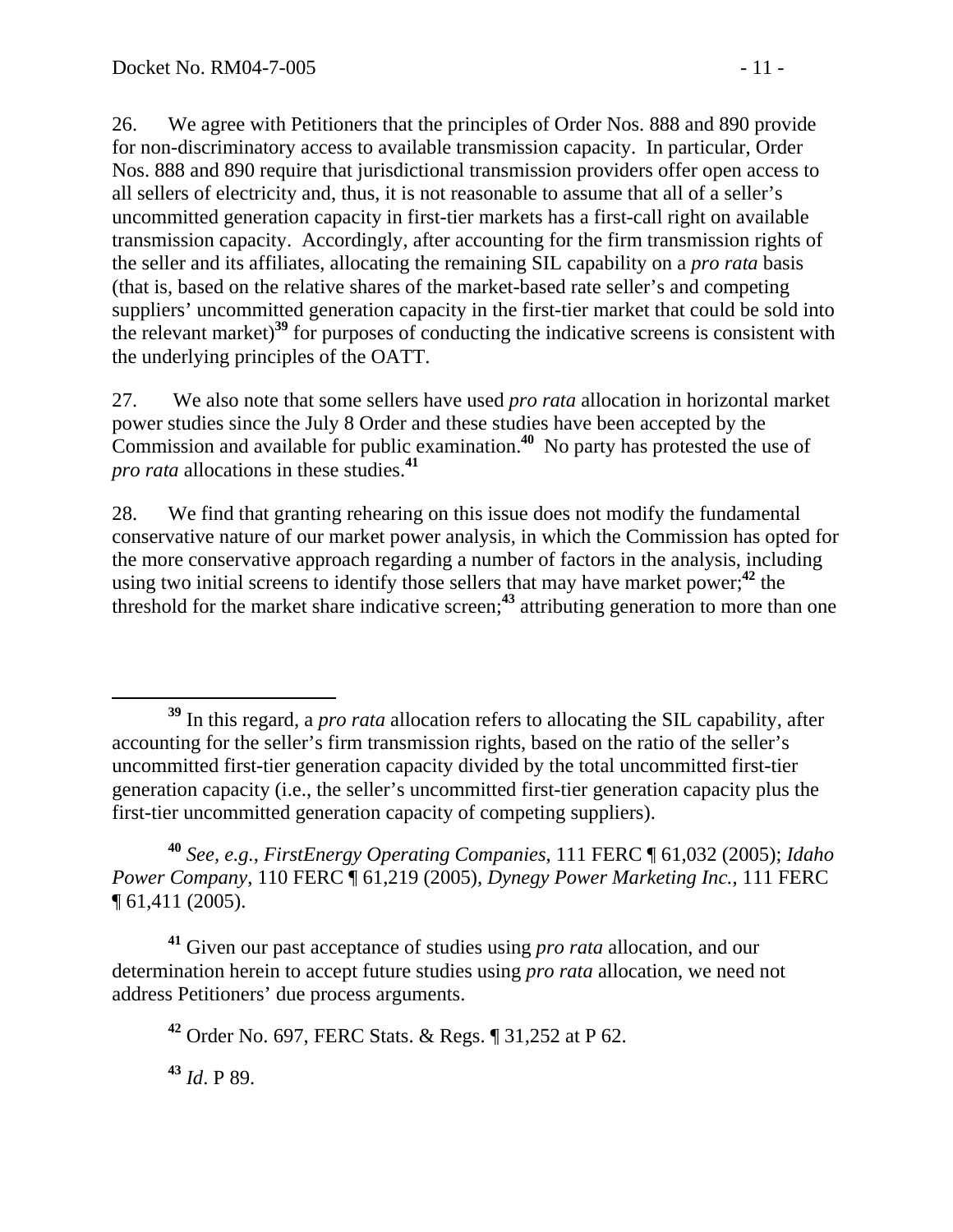26. We agree with Petitioners that the principles of Order Nos. 888 and 890 provide for non-discriminatory access to available transmission capacity. In particular, Order Nos. 888 and 890 require that jurisdictional transmission providers offer open access to all sellers of electricity and, thus, it is not reasonable to assume that all of a seller's uncommitted generation capacity in first-tier markets has a first-call right on available transmission capacity. Accordingly, after accounting for the firm transmission rights of the seller and its affiliates, allocating the remaining SIL capability on a *pro rata* basis (that is, based on the relative shares of the market-based rate seller's and competing suppliers' uncommitted generation capacity in the first-tier market that could be sold into the relevant market)[39] for purposes of conducting the indicative screens is consistent with the underlying principles of the OATT.

27. We also note that some sellers have used *pro rata* allocation in horizontal market power studies since the July 8 Order and these studies have been accepted by the Commission and available for public examination.[40] No party has protested the use of *pro rata* allocations in these studies.[41]

28. We find that granting rehearing on this issue does not modify the fundamental conservative nature of our market power analysis, in which the Commission has opted for the more conservative approach regarding a number of factors in the analysis, including using two initial screens to identify those sellers that may have market power;[42] the threshold for the market share indicative screen;[43] attributing generation to more than one

---

[39] In this regard, a *pro rata* allocation refers to allocating the SIL capability, after accounting for the seller's firm transmission rights, based on the ratio of the seller's uncommitted first-tier generation capacity divided by the total uncommitted first-tier generation capacity (i.e., the seller's uncommitted first-tier generation capacity plus the first-tier uncommitted generation capacity of competing suppliers).

[40] *See, e.g., FirstEnergy Operating Companies*, 111 FERC ¶ 61,032 (2005); *Idaho Power Company*, 110 FERC ¶ 61,219 (2005), *Dynegy Power Marketing Inc.*, 111 FERC ¶ 61,411 (2005).

[41] Given our past acceptance of studies using *pro rata* allocation, and our determination herein to accept future studies using *pro rata* allocation, we need not address Petitioners' due process arguments.

[42] Order No. 697, FERC Stats. & Regs. ¶ 31,252 at P 62.

[43] *Id*. P 89.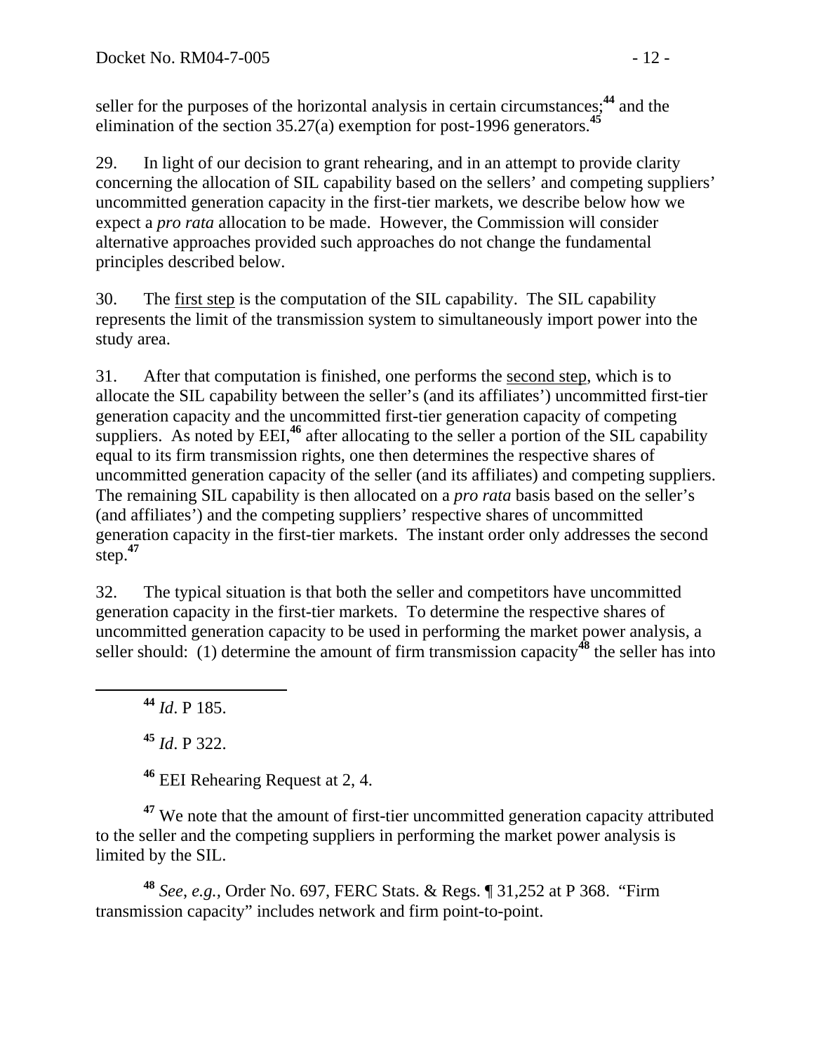seller for the purposes of the horizontal analysis in certain circumstances;[44] and the elimination of the section 35.27(a) exemption for post-1996 generators.[45]

29. In light of our decision to grant rehearing, and in an attempt to provide clarity concerning the allocation of SIL capability based on the sellers' and competing suppliers' uncommitted generation capacity in the first-tier markets, we describe below how we expect a *pro rata* allocation to be made. However, the Commission will consider alternative approaches provided such approaches do not change the fundamental principles described below.

30. The first step is the computation of the SIL capability. The SIL capability represents the limit of the transmission system to simultaneously import power into the study area.

31. After that computation is finished, one performs the second step, which is to allocate the SIL capability between the seller's (and its affiliates') uncommitted first-tier generation capacity and the uncommitted first-tier generation capacity of competing suppliers. As noted by EEI,[46] after allocating to the seller a portion of the SIL capability equal to its firm transmission rights, one then determines the respective shares of uncommitted generation capacity of the seller (and its affiliates) and competing suppliers. The remaining SIL capability is then allocated on a *pro rata* basis based on the seller's (and affiliates') and the competing suppliers' respective shares of uncommitted generation capacity in the first-tier markets. The instant order only addresses the second step.[47]

32. The typical situation is that both the seller and competitors have uncommitted generation capacity in the first-tier markets. To determine the respective shares of uncommitted generation capacity to be used in performing the market power analysis, a seller should: (1) determine the amount of firm transmission capacity[48] the seller has into

---

[44] *Id*. P 185.

[45] *Id*. P 322.

[46] EEI Rehearing Request at 2, 4.

[47] We note that the amount of first-tier uncommitted generation capacity attributed to the seller and the competing suppliers in performing the market power analysis is limited by the SIL.

[48] *See, e.g.,* Order No. 697, FERC Stats. & Regs. ¶ 31,252 at P 368. "Firm transmission capacity" includes network and firm point-to-point.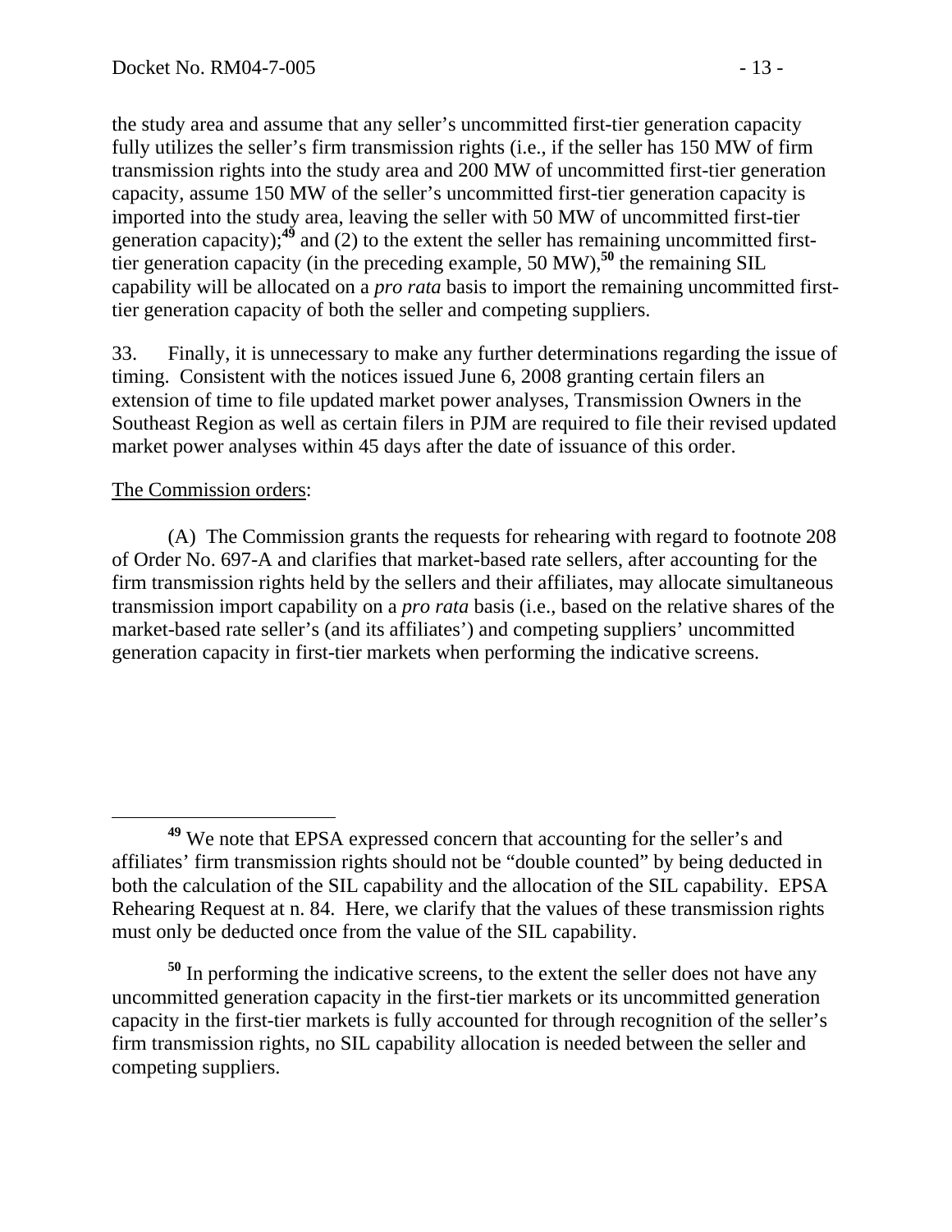the study area and assume that any seller's uncommitted first-tier generation capacity fully utilizes the seller's firm transmission rights (i.e., if the seller has 150 MW of firm transmission rights into the study area and 200 MW of uncommitted first-tier generation capacity, assume 150 MW of the seller's uncommitted first-tier generation capacity is imported into the study area, leaving the seller with 50 MW of uncommitted first-tier generation capacity);[49] and (2) to the extent the seller has remaining uncommitted first-tier generation capacity (in the preceding example, 50 MW),[50] the remaining SIL capability will be allocated on a *pro rata* basis to import the remaining uncommitted first-tier generation capacity of both the seller and competing suppliers.

33. Finally, it is unnecessary to make any further determinations regarding the issue of timing. Consistent with the notices issued June 6, 2008 granting certain filers an extension of time to file updated market power analyses, Transmission Owners in the Southeast Region as well as certain filers in PJM are required to file their revised updated market power analyses within 45 days after the date of issuance of this order.

The Commission orders:

(A) The Commission grants the requests for rehearing with regard to footnote 208 of Order No. 697-A and clarifies that market-based rate sellers, after accounting for the firm transmission rights held by the sellers and their affiliates, may allocate simultaneous transmission import capability on a *pro rata* basis (i.e., based on the relative shares of the market-based rate seller's (and its affiliates') and competing suppliers' uncommitted generation capacity in first-tier markets when performing the indicative screens.

---

[49] We note that EPSA expressed concern that accounting for the seller's and affiliates' firm transmission rights should not be "double counted" by being deducted in both the calculation of the SIL capability and the allocation of the SIL capability. EPSA Rehearing Request at n. 84. Here, we clarify that the values of these transmission rights must only be deducted once from the value of the SIL capability.

[50] In performing the indicative screens, to the extent the seller does not have any uncommitted generation capacity in the first-tier markets or its uncommitted generation capacity in the first-tier markets is fully accounted for through recognition of the seller's firm transmission rights, no SIL capability allocation is needed between the seller and competing suppliers.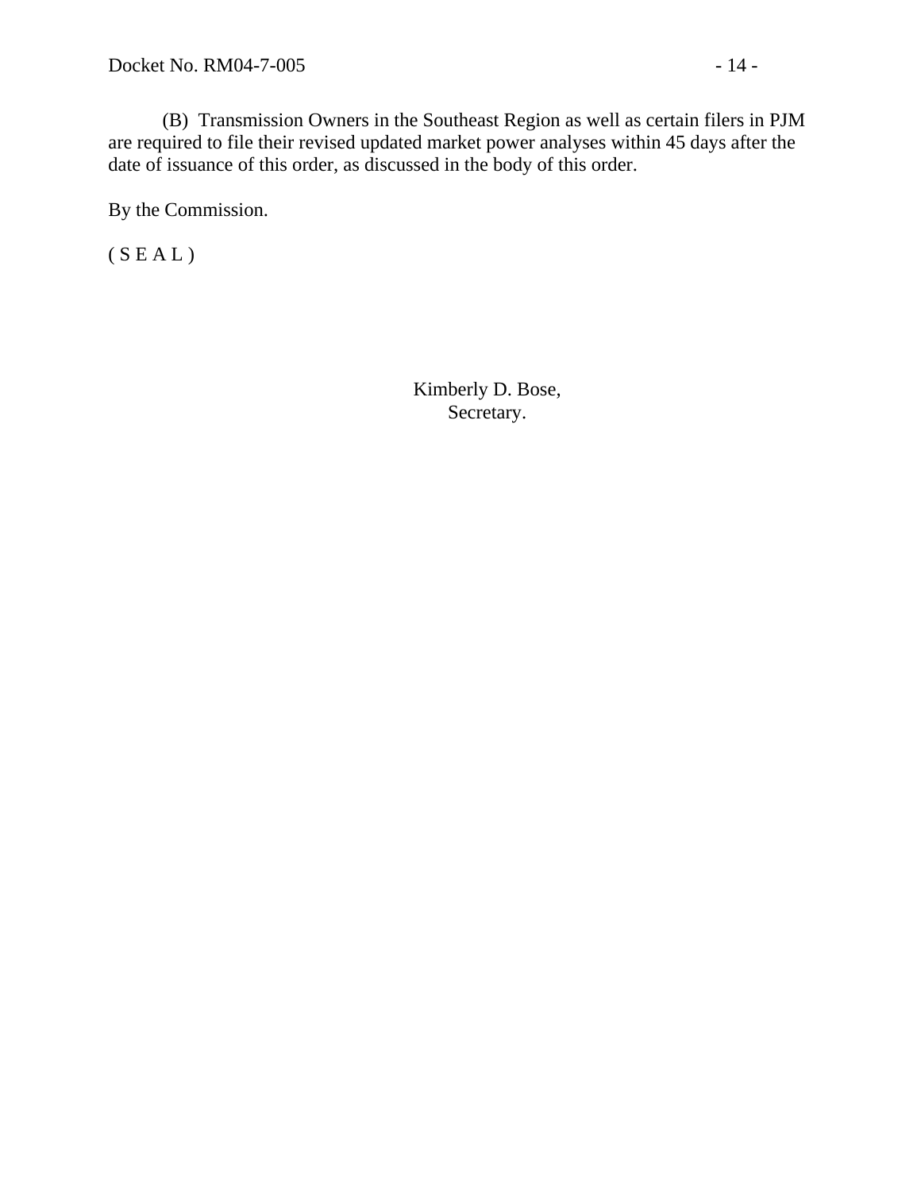(B) Transmission Owners in the Southeast Region as well as certain filers in PJM are required to file their revised updated market power analyses within 45 days after the date of issuance of this order, as discussed in the body of this order.

By the Commission.

( S E A L )

Kimberly D. Bose,
Secretary.